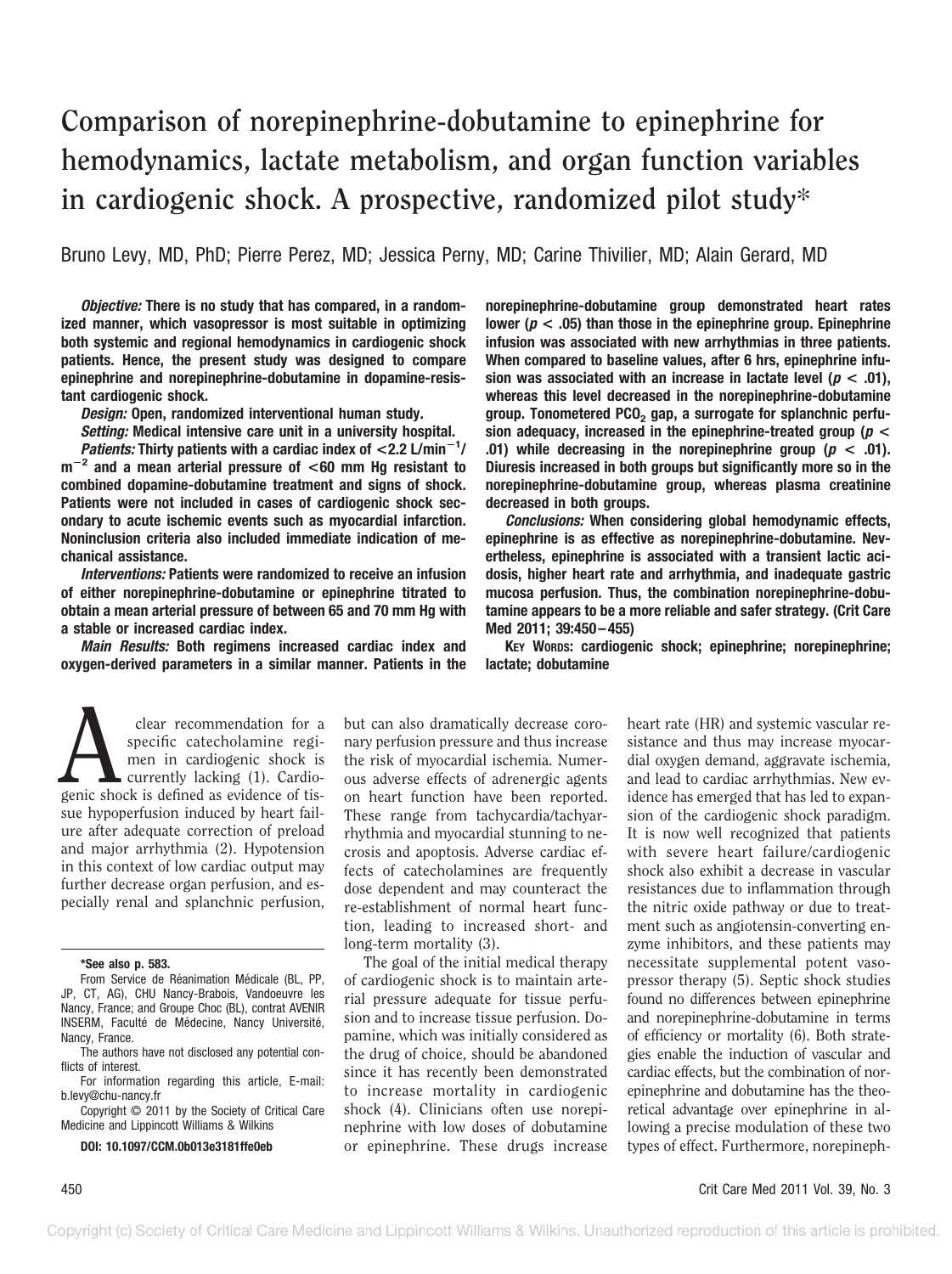# Comparison of norepinephrine-dobutamine to epinephrine for hemodynamics, lactate metabolism, and organ function variables in cardiogenic shock. A prospective, randomized pilot study*

Bruno Levy, MD, PhD; Pierre Perez, MD; Jessica Perny, MD; Carine Thivilier, MD; Alain Gerard, MD

***Objective:*** **There is no study that has compared, in a randomized manner, which vasopressor is most suitable in optimizing both systemic and regional hemodynamics in cardiogenic shock patients. Hence, the present study was designed to compare epinephrine and norepinephrine-dobutamine in dopamine-resistant cardiogenic shock.**

***Design:*** **Open, randomized interventional human study.**

***Setting:*** **Medical intensive care unit in a university hospital.**

***Patients:*** **Thirty patients with a cardiac index of $<$2.2 L/min$^{-1}$/m$^{-2}$ and a mean arterial pressure of $<$60 mm Hg resistant to combined dopamine-dobutamine treatment and signs of shock. Patients were not included in cases of cardiogenic shock secondary to acute ischemic events such as myocardial infarction. Noninclusion criteria also included immediate indication of mechanical assistance.**

***Interventions:*** **Patients were randomized to receive an infusion of either norepinephrine-dobutamine or epinephrine titrated to obtain a mean arterial pressure of between 65 and 70 mm Hg with a stable or increased cardiac index.**

***Main Results:*** **Both regimens increased cardiac index and oxygen-derived parameters in a similar manner. Patients in the norepinephrine-dobutamine group demonstrated heart rates lower ($p < .05$) than those in the epinephrine group. Epinephrine infusion was associated with new arrhythmias in three patients. When compared to baseline values, after 6 hrs, epinephrine infusion was associated with an increase in lactate level ($p < .01$), whereas this level decreased in the norepinephrine-dobutamine group. Tonometered $PCO_2$ gap, a surrogate for splanchnic perfusion adequacy, increased in the epinephrine-treated group ($p < .01$) while decreasing in the norepinephrine group ($p < .01$). Diuresis increased in both groups but significantly more so in the norepinephrine-dobutamine group, whereas plasma creatinine decreased in both groups.**

***Conclusions:*** **When considering global hemodynamic effects, epinephrine is as effective as norepinephrine-dobutamine. Nevertheless, epinephrine is associated with a transient lactic acidosis, higher heart rate and arrhythmia, and inadequate gastric mucosa perfusion. Thus, the combination norepinephrine-dobutamine appears to be a more reliable and safer strategy. (Crit Care Med 2011; 39:450–455)**

**KEY WORDS: cardiogenic shock; epinephrine; norepinephrine; lactate; dobutamine**

A clear recommendation for a specific catecholamine regimen in cardiogenic shock is currently lacking (1). Cardiogenic shock is defined as evidence of tissue hypoperfusion induced by heart failure after adequate correction of preload and major arrhythmia (2). Hypotension in this context of low cardiac output may further decrease organ perfusion, and especially renal and splanchnic perfusion, but can also dramatically decrease coronary perfusion pressure and thus increase the risk of myocardial ischemia. Numerous adverse effects of adrenergic agents on heart function have been reported. These range from tachycardia/tachyarrhythmia and myocardial stunning to necrosis and apoptosis. Adverse cardiac effects of catecholamines are frequently dose dependent and may counteract the re-establishment of normal heart function, leading to increased short- and long-term mortality (3).

The goal of the initial medical therapy of cardiogenic shock is to maintain arterial pressure adequate for tissue perfusion and to increase tissue perfusion. Dopamine, which was initially considered as the drug of choice, should be abandoned since it has recently been demonstrated to increase mortality in cardiogenic shock (4). Clinicians often use norepinephrine with low doses of dobutamine or epinephrine. These drugs increase heart rate (HR) and systemic vascular resistance and thus may increase myocardial oxygen demand, aggravate ischemia, and lead to cardiac arrhythmias. New evidence has emerged that has led to expansion of the cardiogenic shock paradigm. It is now well recognized that patients with severe heart failure/cardiogenic shock also exhibit a decrease in vascular resistances due to inflammation through the nitric oxide pathway or due to treatment such as angiotensin-converting enzyme inhibitors, and these patients may necessitate supplemental potent vasopressor therapy (5). Septic shock studies found no differences between epinephrine and norepinephrine-dobutamine in terms of efficiency or mortality (6). Both strategies enable the induction of vascular and cardiac effects, but the combination of norepinephrine and dobutamine has the theoretical advantage over epinephrine in allowing a precise modulation of these two types of effect. Furthermore, norepineph-

*See also p. 583.

From Service de Réanimation Médicale (BL, PP, JP, CT, AG), CHU Nancy-Brabois, Vandoeuvre les Nancy, France; and Groupe Choc (BL), contrat AVENIR INSERM, Faculté de Médecine, Nancy Université, Nancy, France.

The authors have not disclosed any potential conflicts of interest.

For information regarding this article, E-mail: b.levy@chu-nancy.fr

Copyright © 2011 by the Society of Critical Care Medicine and Lippincott Williams & Wilkins

**DOI: 10.1097/CCM.0b013e3181ffe0eb**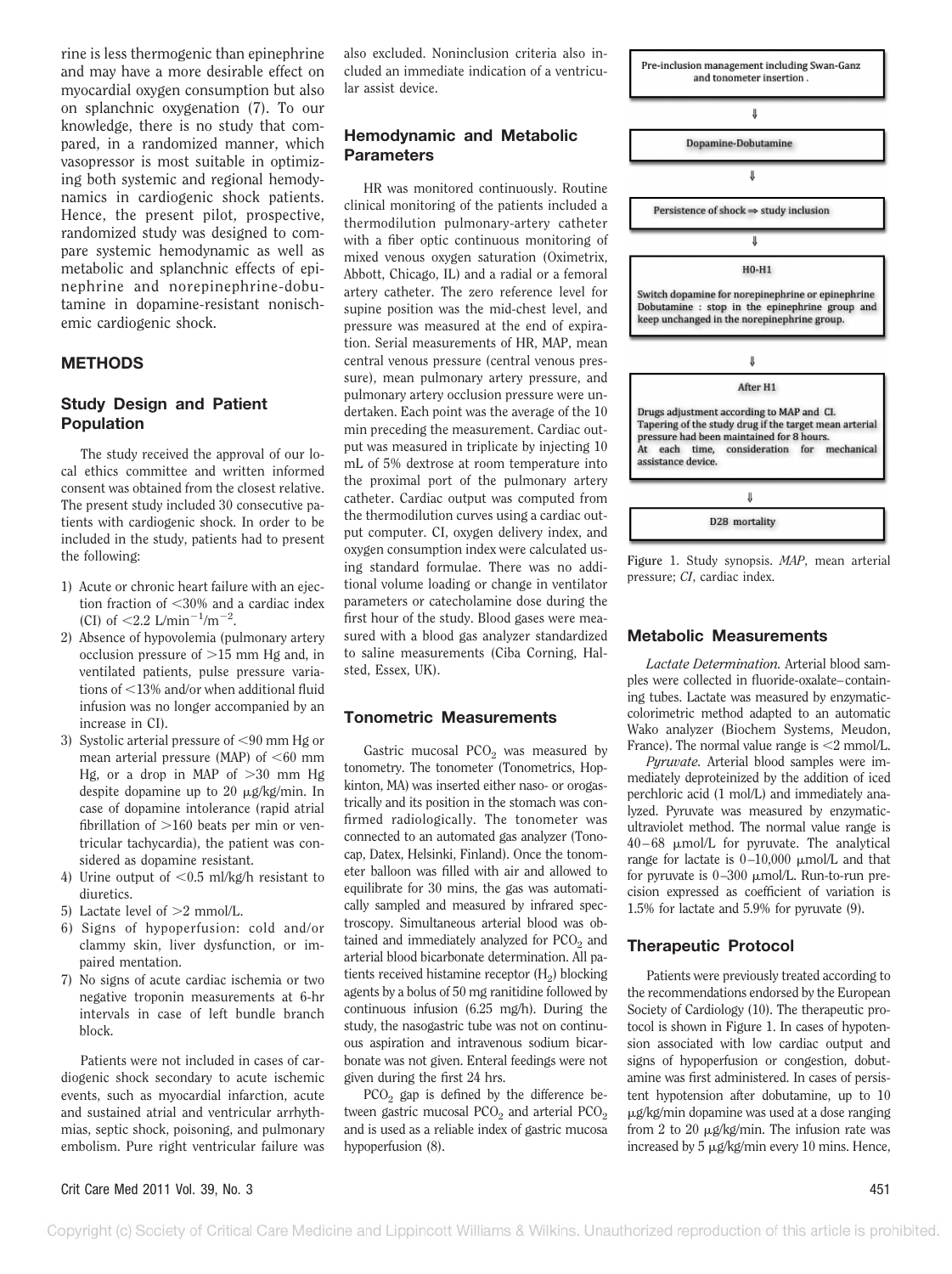rine is less thermogenic than epinephrine and may have a more desirable effect on myocardial oxygen consumption but also on splanchnic oxygenation (7). To our knowledge, there is no study that compared, in a randomized manner, which vasopressor is most suitable in optimizing both systemic and regional hemodynamics in cardiogenic shock patients. Hence, the present pilot, prospective, randomized study was designed to compare systemic hemodynamic as well as metabolic and splanchnic effects of epinephrine and norepinephrine-dobutamine in dopamine-resistant nonischemic cardiogenic shock.

## METHODS

### Study Design and Patient Population

The study received the approval of our local ethics committee and written informed consent was obtained from the closest relative. The present study included 30 consecutive patients with cardiogenic shock. In order to be included in the study, patients had to present the following:

1) Acute or chronic heart failure with an ejection fraction of <30% and a cardiac index (CI) of <2.2 $L/min^{-1}/m^{-2}$.
2) Absence of hypovolemia (pulmonary artery occlusion pressure of >15 mm Hg and, in ventilated patients, pulse pressure variations of <13% and/or when additional fluid infusion was no longer accompanied by an increase in CI).
3) Systolic arterial pressure of <90 mm Hg or mean arterial pressure (MAP) of <60 mm Hg, or a drop in MAP of >30 mm Hg despite dopamine up to 20 μg/kg/min. In case of dopamine intolerance (rapid atrial fibrillation of >160 beats per min or ventricular tachycardia), the patient was considered as dopamine resistant.
4) Urine output of <0.5 ml/kg/h resistant to diuretics.
5) Lactate level of >2 mmol/L.
6) Signs of hypoperfusion: cold and/or clammy skin, liver dysfunction, or impaired mentation.
7) No signs of acute cardiac ischemia or two negative troponin measurements at 6-hr intervals in case of left bundle branch block.

Patients were not included in cases of cardiogenic shock secondary to acute ischemic events, such as myocardial infarction, acute and sustained atrial and ventricular arrhythmias, septic shock, poisoning, and pulmonary embolism. Pure right ventricular failure was also excluded. Noninclusion criteria also included an immediate indication of a ventricular assist device.

### Hemodynamic and Metabolic Parameters

HR was monitored continuously. Routine clinical monitoring of the patients included a thermodilution pulmonary-artery catheter with a fiber optic continuous monitoring of mixed venous oxygen saturation (Oximetrix, Abbott, Chicago, IL) and a radial or a femoral artery catheter. The zero reference level for supine position was the mid-chest level, and pressure was measured at the end of expiration. Serial measurements of HR, MAP, mean central venous pressure (central venous pressure), mean pulmonary artery pressure, and pulmonary artery occlusion pressure were undertaken. Each point was the average of the 10 min preceding the measurement. Cardiac output was measured in triplicate by injecting 10 mL of 5% dextrose at room temperature into the proximal port of the pulmonary artery catheter. Cardiac output was computed from the thermodilution curves using a cardiac output computer. CI, oxygen delivery index, and oxygen consumption index were calculated using standard formulae. There was no additional volume loading or change in ventilator parameters or catecholamine dose during the first hour of the study. Blood gases were measured with a blood gas analyzer standardized to saline measurements (Ciba Corning, Halsted, Essex, UK).

### Tonometric Measurements

Gastric mucosal $PCO_2$ was measured by tonometry. The tonometer (Tonometrics, Hopkinton, MA) was inserted either naso- or orogastrically and its position in the stomach was confirmed radiologically. The tonometer was connected to an automated gas analyzer (Tonocap, Datex, Helsinki, Finland). Once the tonometer balloon was filled with air and allowed to equilibrate for 30 mins, the gas was automatically sampled and measured by infrared spectroscopy. Simultaneous arterial blood was obtained and immediately analyzed for $PCO_2$ and arterial blood bicarbonate determination. All patients received histamine receptor ($H_2$) blocking agents by a bolus of 50 mg ranitidine followed by continuous infusion (6.25 mg/h). During the study, the nasogastric tube was not on continuous aspiration and intravenous sodium bicarbonate was not given. Enteral feedings were not given during the first 24 hrs.

$PCO_2$ gap is defined by the difference between gastric mucosal $PCO_2$ and arterial $PCO_2$ and is used as a reliable index of gastric mucosa hypoperfusion (8).

**Pre-inclusion management including Swan-Ganz and tonometer insertion.**

⇓

**Dopamine-Dobutamine**

⇓

**Persistence of shock ⇒ study inclusion**

⇓

**H0-H1**

Switch dopamine for norepinephrine or epinephrine
Dobutamine : stop in the epinephrine group and keep unchanged in the norepinephrine group.

⇓

**After H1**

Drugs adjustment according to MAP and CI.
Tapering of the study drug if the target mean arterial pressure had been maintained for 8 hours.
At each time, consideration for mechanical assistance device.

⇓

**D28 mortality**

Figure 1. Study synopsis. *MAP*, mean arterial pressure; *CI*, cardiac index.

### Metabolic Measurements

*Lactate Determination.* Arterial blood samples were collected in fluoride-oxalate–containing tubes. Lactate was measured by enzymatic-colorimetric method adapted to an automatic Wako analyzer (Biochem Systems, Meudon, France). The normal value range is <2 mmol/L.

*Pyruvate.* Arterial blood samples were immediately deproteinized by the addition of iced perchloric acid (1 mol/L) and immediately analyzed. Pyruvate was measured by enzymatic-ultraviolet method. The normal value range is 40–68 μmol/L for pyruvate. The analytical range for lactate is 0–10,000 μmol/L and that for pyruvate is 0–300 μmol/L. Run-to-run precision expressed as coefficient of variation is 1.5% for lactate and 5.9% for pyruvate (9).

### Therapeutic Protocol

Patients were previously treated according to the recommendations endorsed by the European Society of Cardiology (10). The therapeutic protocol is shown in Figure 1. In cases of hypotension associated with low cardiac output and signs of hypoperfusion or congestion, dobutamine was first administered. In cases of persistent hypotension after dobutamine, up to 10 μg/kg/min dopamine was used at a dose ranging from 2 to 20 μg/kg/min. The infusion rate was increased by 5 μg/kg/min every 10 mins. Hence,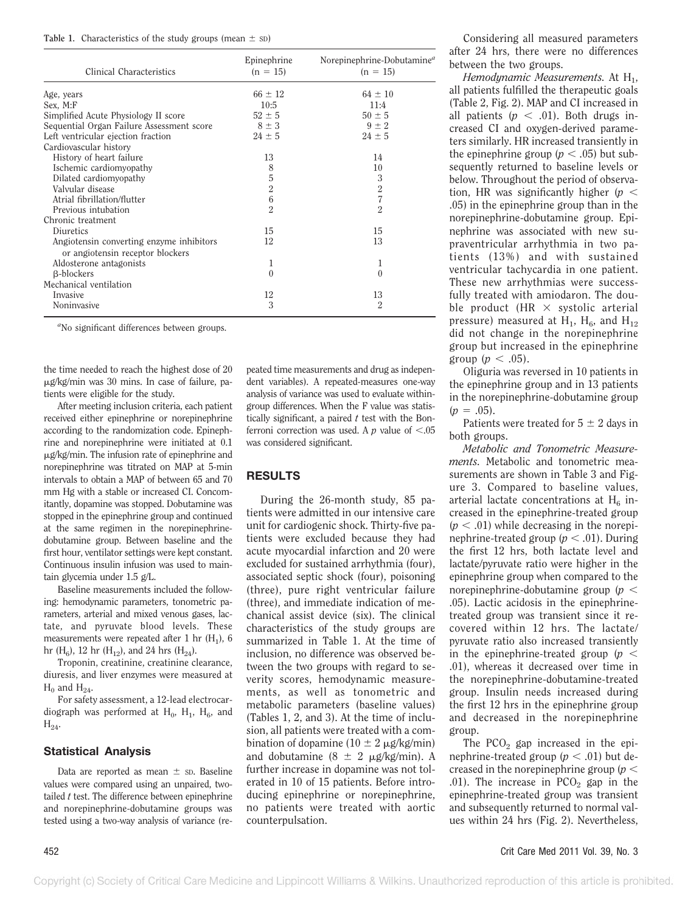**Table 1.** Characteristics of the study groups (mean ± SD)

| Clinical Characteristics | Epinephrine (n = 15) | Norepinephrine-Dobutamine[a] (n = 15) |
|---|---|---|
| Age, years | 66 ± 12 | 64 ± 10 |
| Sex, M:F | 10:5 | 11:4 |
| Simplified Acute Physiology II score | 52 ± 5 | 50 ± 5 |
| Sequential Organ Failure Assessment score | 8 ± 3 | 9 ± 2 |
| Left ventricular ejection fraction | 24 ± 5 | 24 ± 5 |
| Cardiovascular history | | |
| History of heart failure | 13 | 14 |
| Ischemic cardiomyopathy | 8 | 10 |
| Dilated cardiomyopathy | 5 | 3 |
| Valvular disease | 2 | 2 |
| Atrial fibrillation/flutter | 6 | 7 |
| Previous intubation | 2 | 2 |
| Chronic treatment | | |
| Diuretics | 15 | 15 |
| Angiotensin converting enzyme inhibitors or angiotensin receptor blockers | 12 | 13 |
| Aldosterone antagonists | 1 | 1 |
| β-blockers | 0 | 0 |
| Mechanical ventilation | | |
| Invasive | 12 | 13 |
| Noninvasive | 3 | 2 |

[a]No significant differences between groups.

the time needed to reach the highest dose of 20 μg/kg/min was 30 mins. In case of failure, patients were eligible for the study.

After meeting inclusion criteria, each patient received either epinephrine or norepinephrine according to the randomization code. Epinephrine and norepinephrine were initiated at 0.1 μg/kg/min. The infusion rate of epinephrine and norepinephrine was titrated on MAP at 5-min intervals to obtain a MAP of between 65 and 70 mm Hg with a stable or increased CI. Concomitantly, dopamine was stopped. Dobutamine was stopped in the epinephrine group and continued at the same regimen in the norepinephrine-dobutamine group. Between baseline and the first hour, ventilator settings were kept constant. Continuous insulin infusion was used to maintain glycemia under 1.5 g/L.

Baseline measurements included the following: hemodynamic parameters, tonometric parameters, arterial and mixed venous gases, lactate, and pyruvate blood levels. These measurements were repeated after 1 hr ($H_1$), 6 hr ($H_6$), 12 hr ($H_{12}$), and 24 hrs ($H_{24}$).

Troponin, creatinine, creatinine clearance, diuresis, and liver enzymes were measured at $H_0$ and $H_{24}$.

For safety assessment, a 12-lead electrocardiograph was performed at $H_0$, $H_1$, $H_6$, and $H_{24}$.

### Statistical Analysis

Data are reported as mean ± SD. Baseline values were compared using an unpaired, two-tailed *t* test. The difference between epinephrine and norepinephrine-dobutamine groups was tested using a two-way analysis of variance (repeated time measurements and drug as independent variables). A repeated-measures one-way analysis of variance was used to evaluate within-group differences. When the F value was statistically significant, a paired *t* test with the Bonferroni correction was used. A *p* value of <.05 was considered significant.

## RESULTS

During the 26-month study, 85 patients were admitted in our intensive care unit for cardiogenic shock. Thirty-five patients were excluded because they had acute myocardial infarction and 20 were excluded for sustained arrhythmia (four), associated septic shock (four), poisoning (three), pure right ventricular failure (three), and immediate indication of mechanical assist device (six). The clinical characteristics of the study groups are summarized in Table 1. At the time of inclusion, no difference was observed between the two groups with regard to severity scores, hemodynamic measurements, as well as tonometric and metabolic parameters (baseline values) (Tables 1, 2, and 3). At the time of inclusion, all patients were treated with a combination of dopamine (10 ± 2 μg/kg/min) and dobutamine (8 ± 2 μg/kg/min). A further increase in dopamine was not tolerated in 10 of 15 patients. Before introducing epinephrine or norepinephrine, no patients were treated with aortic counterpulsation.

Considering all measured parameters after 24 hrs, there were no differences between the two groups.

*Hemodynamic Measurements.* At $H_1$, all patients fulfilled the therapeutic goals (Table 2, Fig. 2). MAP and CI increased in all patients ($p < .01$). Both drugs increased CI and oxygen-derived parameters similarly. HR increased transiently in the epinephrine group ($p < .05$) but subsequently returned to baseline levels or below. Throughout the period of observation, HR was significantly higher ($p < .05$) in the epinephrine group than in the norepinephrine-dobutamine group. Epinephrine was associated with new supraventricular arrhythmia in two patients (13%) and with sustained ventricular tachycardia in one patient. These new arrhythmias were successfully treated with amiodaron. The double product (HR × systolic arterial pressure) measured at $H_1$, $H_6$, and $H_{12}$ did not change in the norepinephrine group but increased in the epinephrine group ($p < .05$).

Oliguria was reversed in 10 patients in the epinephrine group and in 13 patients in the norepinephrine-dobutamine group ($p = .05$).

Patients were treated for 5 ± 2 days in both groups.

*Metabolic and Tonometric Measurements.* Metabolic and tonometric measurements are shown in Table 3 and Figure 3. Compared to baseline values, arterial lactate concentrations at $H_6$ increased in the epinephrine-treated group ($p < .01$) while decreasing in the norepinephrine-treated group ($p < .01$). During the first 12 hrs, both lactate level and lactate/pyruvate ratio were higher in the epinephrine group when compared to the norepinephrine-dobutamine group ($p < .05$). Lactic acidosis in the epinephrine-treated group was transient since it recovered within 12 hrs. The lactate/pyruvate ratio also increased transiently in the epinephrine-treated group ($p < .01$), whereas it decreased over time in the norepinephrine-dobutamine-treated group. Insulin needs increased during the first 12 hrs in the epinephrine group and decreased in the norepinephrine group.

The $PCO_2$ gap increased in the epinephrine-treated group ($p < .01$) but decreased in the norepinephrine group ($p < .01$). The increase in $PCO_2$ gap in the epinephrine-treated group was transient and subsequently returned to normal values within 24 hrs (Fig. 2). Nevertheless,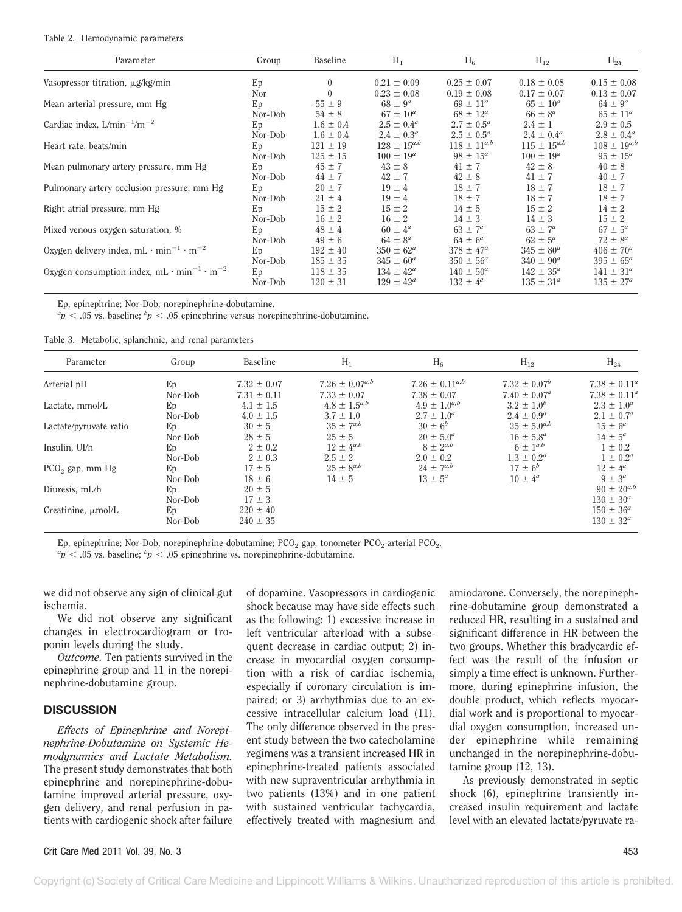**Table 2.** Hemodynamic parameters

| Parameter | Group | Baseline | $H_1$ | $H_6$ | $H_{12}$ | $H_{24}$ |
|---|---|---|---|---|---|---|
| Vasopressor titration, μg/kg/min | Ep | 0 | 0.21 ± 0.09 | 0.25 ± 0.07 | 0.18 ± 0.08 | 0.15 ± 0.08 |
| | Nor | 0 | 0.23 ± 0.08 | 0.19 ± 0.08 | 0.17 ± 0.07 | 0.13 ± 0.07 |
| Mean arterial pressure, mm Hg | Ep | 55 ± 9 | $68 \pm 9^a$ | $69 \pm 11^a$ | $65 \pm 10^a$ | $64 \pm 9^a$ |
| | Nor-Dob | 54 ± 8 | $67 \pm 10^a$ | $68 \pm 12^a$ | $66 \pm 8^a$ | $65 \pm 11^a$ |
| Cardiac index, $L/min^{-1}/m^{-2}$ | Ep | 1.6 ± 0.4 | $2.5 \pm 0.4^a$ | $2.7 \pm 0.5^a$ | 2.4 ± 1 | 2.9 ± 0.5 |
| | Nor-Dob | 1.6 ± 0.4 | $2.4 \pm 0.3^a$ | $2.5 \pm 0.5^a$ | $2.4 \pm 0.4^a$ | $2.8 \pm 0.4^a$ |
| Heart rate, beats/min | Ep | 121 ± 19 | $128 \pm 15^{a,b}$ | $118 \pm 11^{a,b}$ | $115 \pm 15^{a,b}$ | $108 \pm 19^{a,b}$ |
| | Nor-Dob | 125 ± 15 | $100 \pm 19^a$ | $98 \pm 15^a$ | $100 \pm 19^a$ | $95 \pm 15^a$ |
| Mean pulmonary artery pressure, mm Hg | Ep | 45 ± 7 | 43 ± 8 | 41 ± 7 | 42 ± 8 | 40 ± 8 |
| | Nor-Dob | 44 ± 7 | 42 ± 7 | 42 ± 8 | 41 ± 7 | 40 ± 7 |
| Pulmonary artery occlusion pressure, mm Hg | Ep | 20 ± 7 | 19 ± 4 | 18 ± 7 | 18 ± 7 | 18 ± 7 |
| | Nor-Dob | 21 ± 4 | 19 ± 4 | 18 ± 7 | 18 ± 7 | 18 ± 7 |
| Right atrial pressure, mm Hg | Ep | 15 ± 2 | 15 ± 2 | 14 ± 5 | 15 ± 2 | 14 ± 2 |
| | Nor-Dob | 16 ± 2 | 16 ± 2 | 14 ± 3 | 14 ± 3 | 15 ± 2 |
| Mixed venous oxygen saturation, % | Ep | 48 ± 4 | $60 \pm 4^a$ | $63 \pm 7^a$ | $63 \pm 7^a$ | $67 \pm 5^a$ |
| | Nor-Dob | 49 ± 6 | $64 \pm 8^a$ | $64 \pm 6^a$ | $62 \pm 5^a$ | $72 \pm 8^a$ |
| Oxygen delivery index, $mL \cdot min^{-1} \cdot m^{-2}$ | Ep | 192 ± 40 | $350 \pm 62^a$ | $378 \pm 47^a$ | $345 \pm 80^a$ | $406 \pm 70^a$ |
| | Nor-Dob | 185 ± 35 | $345 \pm 60^a$ | $350 \pm 56^a$ | $340 \pm 90^a$ | $395 \pm 65^a$ |
| Oxygen consumption index, $mL \cdot min^{-1} \cdot m^{-2}$ | Ep | 118 ± 35 | $134 \pm 42^a$ | $140 \pm 50^a$ | $142 \pm 35^a$ | $141 \pm 31^a$ |
| | Nor-Dob | 120 ± 31 | $129 \pm 42^a$ | $132 \pm 4^a$ | $135 \pm 31^a$ | $135 \pm 27^a$ |

Ep, epinephrine; Nor-Dob, norepinephrine-dobutamine.
$^a p < .05$ vs. baseline; $^b p < .05$ epinephrine versus norepinephrine-dobutamine.

**Table 3.** Metabolic, splanchnic, and renal parameters

| Parameter | Group | Baseline | $H_1$ | $H_6$ | $H_{12}$ | $H_{24}$ |
|---|---|---|---|---|---|---|
| Arterial pH | Ep | 7.32 ± 0.07 | $7.26 \pm 0.07^{a,b}$ | $7.26 \pm 0.11^{a,b}$ | $7.32 \pm 0.07^b$ | $7.38 \pm 0.11^a$ |
| | Nor-Dob | 7.31 ± 0.11 | 7.33 ± 0.07 | 7.38 ± 0.07 | $7.40 \pm 0.07^a$ | $7.38 \pm 0.11^a$ |
| Lactate, mmol/L | Ep | 4.1 ± 1.5 | $4.8 \pm 1.5^{a,b}$ | $4.9 \pm 1.0^{a,b}$ | $3.2 \pm 1.0^b$ | $2.3 \pm 1.0^a$ |
| | Nor-Dob | 4.0 ± 1.5 | 3.7 ± 1.0 | $2.7 \pm 1.0^a$ | $2.4 \pm 0.9^a$ | $2.1 \pm 0.7^a$ |
| Lactate/pyruvate ratio | Ep | 30 ± 5 | $35 \pm 7^{a,b}$ | $30 \pm 6^b$ | $25 \pm 5.0^{a,b}$ | $15 \pm 6^a$ |
| | Nor-Dob | 28 ± 5 | 25 ± 5 | $20 \pm 5.0^a$ | $16 \pm 5.8^a$ | $14 \pm 5^a$ |
| Insulin, UI/h | Ep | 2 ± 0.2 | $12 \pm 4^{a,b}$ | $8 \pm 2^{a,b}$ | $6 \pm 1^{a,b}$ | 1 ± 0.2 |
| | Nor-Dob | 2 ± 0.3 | 2.5 ± 2 | 2.0 ± 0.2 | $1.3 \pm 0.2^a$ | $1 \pm 0.2^a$ |
| $PCO_2$ gap, mm Hg | Ep | 17 ± 5 | $25 \pm 8^{a,b}$ | $24 \pm 7^{a,b}$ | $17 \pm 6^b$ | $12 \pm 4^a$ |
| | Nor-Dob | 18 ± 6 | 14 ± 5 | $13 \pm 5^a$ | $10 \pm 4^a$ | $9 \pm 3^a$ |
| Diuresis, mL/h | Ep | 20 ± 5 | | | | $90 \pm 20^{a,b}$ |
| | Nor-Dob | 17 ± 3 | | | | $130 \pm 30^a$ |
| Creatinine, μmol/L | Ep | 220 ± 40 | | | | $150 \pm 36^a$ |
| | Nor-Dob | 240 ± 35 | | | | $130 \pm 32^a$ |

Ep, epinephrine; Nor-Dob, norepinephrine-dobutamine; $PCO_2$ gap, tonometer $PCO_2$-arterial $PCO_2$.
$^a p < .05$ vs. baseline; $^b p < .05$ epinephrine vs. norepinephrine-dobutamine.

we did not observe any sign of clinical gut ischemia.

We did not observe any significant changes in electrocardiogram or troponin levels during the study.

*Outcome.* Ten patients survived in the epinephrine group and 11 in the norepinephrine-dobutamine group.

## DISCUSSION

*Effects of Epinephrine and Norepinephrine-Dobutamine on Systemic Hemodynamics and Lactate Metabolism.* The present study demonstrates that both epinephrine and norepinephrine-dobutamine improved arterial pressure, oxygen delivery, and renal perfusion in patients with cardiogenic shock after failure of dopamine. Vasopressors in cardiogenic shock because may have side effects such as the following: 1) excessive increase in left ventricular afterload with a subsequent decrease in cardiac output; 2) increase in myocardial oxygen consumption with a risk of cardiac ischemia, especially if coronary circulation is impaired; or 3) arrhythmias due to an excessive intracellular calcium load (11). The only difference observed in the present study between the two catecholamine regimens was a transient increased HR in epinephrine-treated patients associated with new supraventricular arrhythmia in two patients (13%) and in one patient with sustained ventricular tachycardia, effectively treated with magnesium and amiodarone. Conversely, the norepinephrine-dobutamine group demonstrated a reduced HR, resulting in a sustained and significant difference in HR between the two groups. Whether this bradycardic effect was the result of the infusion or simply a time effect is unknown. Furthermore, during epinephrine infusion, the double product, which reflects myocardial work and is proportional to myocardial oxygen consumption, increased under epinephrine while remaining unchanged in the norepinephrine-dobutamine group (12, 13).

As previously demonstrated in septic shock (6), epinephrine transiently increased insulin requirement and lactate level with an elevated lactate/pyruvate ra-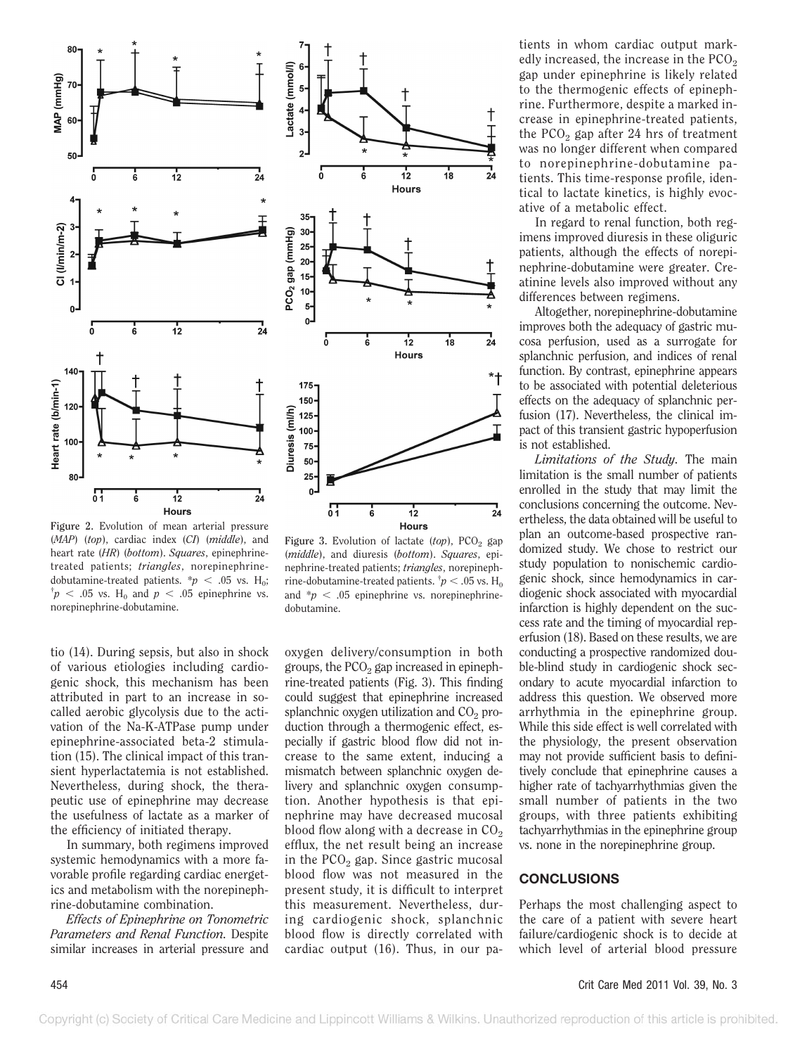MAP (mmHg)

80
70
60
50

0 6 12 24

CI (l/min/m-2)

4
3
2
1
0

0 6 12 24

Heart rate (b/min-1)

140
120
100
80

0 1 6 12 24

Hours

**Figure 2.** Evolution of mean arterial pressure (*MAP*) (*top*), cardiac index (*CI*) (*middle*), and heart rate (*HR*) (*bottom*). *Squares*, epinephrine-treated patients; *triangles*, norepinephrine-dobutamine-treated patients. *$p < .05$ vs. $H_0$; †$p < .05$ vs. $H_0$ and $p < .05$ epinephrine vs. norepinephrine-dobutamine.

Lactate (mmol/l)

7
6
5
4
3
2

0 6 12 18 24

Hours

$PCO_2$ gap (mmHg)

35
30
25
20
15
10
5
0

0 6 12 18 24

Hours

Diuresis (ml/h)

175
150
125
100
75
50
25
0

0 1 6 12 24

Hours

**Figure 3.** Evolution of lactate (*top*), $PCO_2$ gap (*middle*), and diuresis (*bottom*). *Squares*, epinephrine-treated patients; *triangles*, norepinephrine-dobutamine-treated patients. †$p < .05$ vs. $H_0$ and *$p < .05$ epinephrine vs. norepinephrine-dobutamine.

tio (14). During sepsis, but also in shock of various etiologies including cardiogenic shock, this mechanism has been attributed in part to an increase in so-called aerobic glycolysis due to the activation of the Na-K-ATPase pump under epinephrine-associated beta-2 stimulation (15). The clinical impact of this transient hyperlactatemia is not established. Nevertheless, during shock, the therapeutic use of epinephrine may decrease the usefulness of lactate as a marker of the efficiency of initiated therapy.

In summary, both regimens improved systemic hemodynamics with a more favorable profile regarding cardiac energetics and metabolism with the norepinephrine-dobutamine combination.

*Effects of Epinephrine on Tonometric Parameters and Renal Function.* Despite similar increases in arterial pressure and oxygen delivery/consumption in both groups, the $PCO_2$ gap increased in epinephrine-treated patients (Fig. 3). This finding could suggest that epinephrine increased splanchnic oxygen utilization and $CO_2$ production through a thermogenic effect, especially if gastric blood flow did not increase to the same extent, inducing a mismatch between splanchnic oxygen delivery and splanchnic oxygen consumption. Another hypothesis is that epinephrine may have decreased mucosal blood flow along with a decrease in $CO_2$ efflux, the net result being an increase in the $PCO_2$ gap. Since gastric mucosal blood flow was not measured in the present study, it is difficult to interpret this measurement. Nevertheless, during cardiogenic shock, splanchnic blood flow is directly correlated with cardiac output (16). Thus, in our patients in whom cardiac output markedly increased, the increase in the $PCO_2$ gap under epinephrine is likely related to the thermogenic effects of epinephrine. Furthermore, despite a marked increase in epinephrine-treated patients, the $PCO_2$ gap after 24 hrs of treatment was no longer different when compared to norepinephrine-dobutamine patients. This time-response profile, identical to lactate kinetics, is highly evocative of a metabolic effect.

In regard to renal function, both regimens improved diuresis in these oliguric patients, although the effects of norepinephrine-dobutamine were greater. Creatinine levels also improved without any differences between regimens.

Altogether, norepinephrine-dobutamine improves both the adequacy of gastric mucosa perfusion, used as a surrogate for splanchnic perfusion, and indices of renal function. By contrast, epinephrine appears to be associated with potential deleterious effects on the adequacy of splanchnic perfusion (17). Nevertheless, the clinical impact of this transient gastric hypoperfusion is not established.

*Limitations of the Study.* The main limitation is the small number of patients enrolled in the study that may limit the conclusions concerning the outcome. Nevertheless, the data obtained will be useful to plan an outcome-based prospective randomized study. We chose to restrict our study population to nonischemic cardiogenic shock, since hemodynamics in cardiogenic shock associated with myocardial infarction is highly dependent on the success rate and the timing of myocardial reperfusion (18). Based on these results, we are conducting a prospective randomized double-blind study in cardiogenic shock secondary to acute myocardial infarction to address this question. We observed more arrhythmia in the epinephrine group. While this side effect is well correlated with the physiology, the present observation may not provide sufficient basis to definitively conclude that epinephrine causes a higher rate of tachyarrhythmias given the small number of patients in the two groups, with three patients exhibiting tachyarrhythmias in the epinephrine group vs. none in the norepinephrine group.

## CONCLUSIONS

Perhaps the most challenging aspect to the care of a patient with severe heart failure/cardiogenic shock is to decide at which level of arterial blood pressure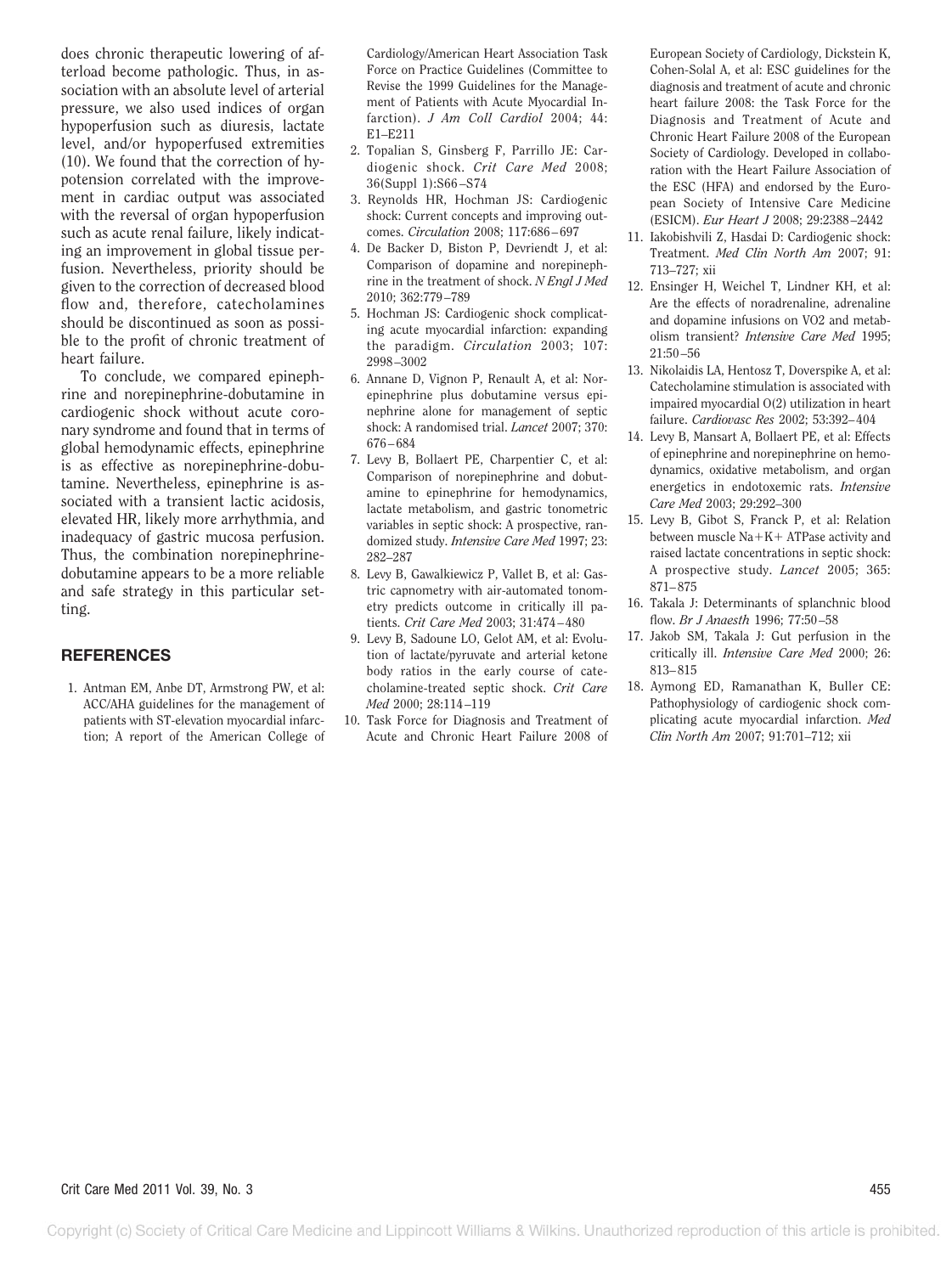does chronic therapeutic lowering of afterload become pathologic. Thus, in association with an absolute level of arterial pressure, we also used indices of organ hypoperfusion such as diuresis, lactate level, and/or hypoperfused extremities (10). We found that the correction of hypotension correlated with the improvement in cardiac output was associated with the reversal of organ hypoperfusion such as acute renal failure, likely indicating an improvement in global tissue perfusion. Nevertheless, priority should be given to the correction of decreased blood flow and, therefore, catecholamines should be discontinued as soon as possible to the profit of chronic treatment of heart failure.

To conclude, we compared epinephrine and norepinephrine-dobutamine in cardiogenic shock without acute coronary syndrome and found that in terms of global hemodynamic effects, epinephrine is as effective as norepinephrine-dobutamine. Nevertheless, epinephrine is associated with a transient lactic acidosis, elevated HR, likely more arrhythmia, and inadequacy of gastric mucosa perfusion. Thus, the combination norepinephrine-dobutamine appears to be a more reliable and safe strategy in this particular setting.

## REFERENCES

1. Antman EM, Anbe DT, Armstrong PW, et al: ACC/AHA guidelines for the management of patients with ST-elevation myocardial infarction; A report of the American College of Cardiology/American Heart Association Task Force on Practice Guidelines (Committee to Revise the 1999 Guidelines for the Management of Patients with Acute Myocardial Infarction). *J Am Coll Cardiol* 2004; 44: E1–E211
2. Topalian S, Ginsberg F, Parrillo JE: Cardiogenic shock. *Crit Care Med* 2008; 36(Suppl 1):S66–S74
3. Reynolds HR, Hochman JS: Cardiogenic shock: Current concepts and improving outcomes. *Circulation* 2008; 117:686–697
4. De Backer D, Biston P, Devriendt J, et al: Comparison of dopamine and norepinephrine in the treatment of shock. *N Engl J Med* 2010; 362:779–789
5. Hochman JS: Cardiogenic shock complicating acute myocardial infarction: expanding the paradigm. *Circulation* 2003; 107: 2998–3002
6. Annane D, Vignon P, Renault A, et al: Norepinephrine plus dobutamine versus epinephrine alone for management of septic shock: A randomised trial. *Lancet* 2007; 370: 676–684
7. Levy B, Bollaert PE, Charpentier C, et al: Comparison of norepinephrine and dobutamine to epinephrine for hemodynamics, lactate metabolism, and gastric tonometric variables in septic shock: A prospective, randomized study. *Intensive Care Med* 1997; 23: 282–287
8. Levy B, Gawalkiewicz P, Vallet B, et al: Gastric capnometry with air-automated tonometry predicts outcome in critically ill patients. *Crit Care Med* 2003; 31:474–480
9. Levy B, Sadoune LO, Gelot AM, et al: Evolution of lactate/pyruvate and arterial ketone body ratios in the early course of catecholamine-treated septic shock. *Crit Care Med* 2000; 28:114–119
10. Task Force for Diagnosis and Treatment of Acute and Chronic Heart Failure 2008 of European Society of Cardiology, Dickstein K, Cohen-Solal A, et al: ESC guidelines for the diagnosis and treatment of acute and chronic heart failure 2008: the Task Force for the Diagnosis and Treatment of Acute and Chronic Heart Failure 2008 of the European Society of Cardiology. Developed in collaboration with the Heart Failure Association of the ESC (HFA) and endorsed by the European Society of Intensive Care Medicine (ESICM). *Eur Heart J* 2008; 29:2388–2442
11. Iakobishvili Z, Hasdai D: Cardiogenic shock: Treatment. *Med Clin North Am* 2007; 91: 713–727; xii
12. Ensinger H, Weichel T, Lindner KH, et al: Are the effects of noradrenaline, adrenaline and dopamine infusions on VO2 and metabolism transient? *Intensive Care Med* 1995; 21:50–56
13. Nikolaidis LA, Hentosz T, Doverspike A, et al: Catecholamine stimulation is associated with impaired myocardial O(2) utilization in heart failure. *Cardiovasc Res* 2002; 53:392–404
14. Levy B, Mansart A, Bollaert PE, et al: Effects of epinephrine and norepinephrine on hemodynamics, oxidative metabolism, and organ energetics in endotoxemic rats. *Intensive Care Med* 2003; 29:292–300
15. Levy B, Gibot S, Franck P, et al: Relation between muscle Na+K+ ATPase activity and raised lactate concentrations in septic shock: A prospective study. *Lancet* 2005; 365: 871–875
16. Takala J: Determinants of splanchnic blood flow. *Br J Anaesth* 1996; 77:50–58
17. Jakob SM, Takala J: Gut perfusion in the critically ill. *Intensive Care Med* 2000; 26: 813–815
18. Aymong ED, Ramanathan K, Buller CE: Pathophysiology of cardiogenic shock complicating acute myocardial infarction. *Med Clin North Am* 2007; 91:701–712; xii